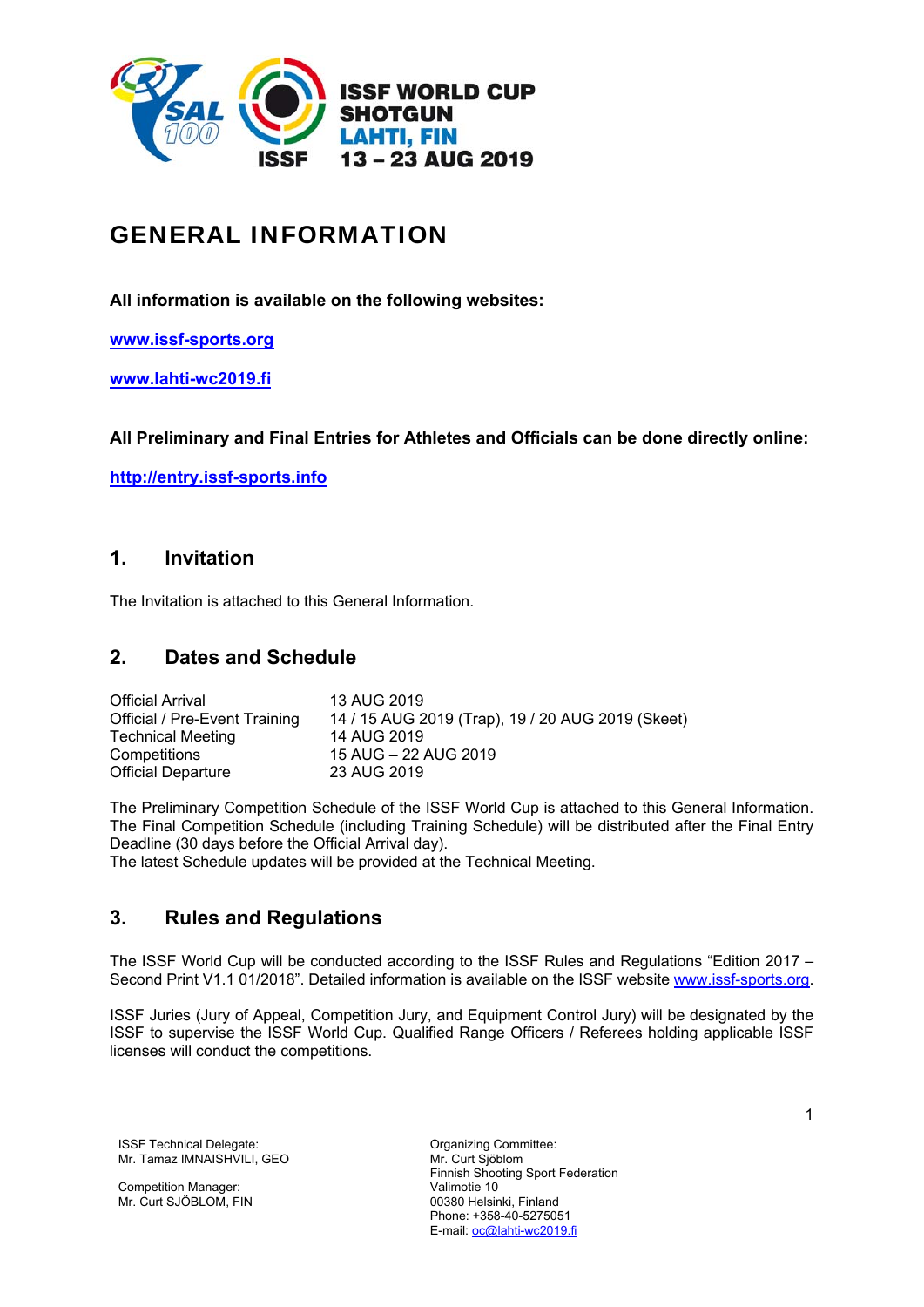**ISSF WORLD CUP**
**SHOTGUN**
**LAHTI, FIN**
**13 – 23 AUG 2019**

# GENERAL INFORMATION

**All information is available on the following websites:**

**[www.issf-sports.org](http://www.issf-sports.org)**

**[www.lahti-wc2019.fi](http://www.lahti-wc2019.fi)**

**All Preliminary and Final Entries for Athletes and Officials can be done directly online:**

**[http://entry.issf-sports.info](http://entry.issf-sports.info)**

## 1. Invitation

The Invitation is attached to this General Information.

## 2. Dates and Schedule

| | |
|---|---|
| Official Arrival | 13 AUG 2019 |
| Official / Pre-Event Training | 14 / 15 AUG 2019 (Trap), 19 / 20 AUG 2019 (Skeet) |
| Technical Meeting | 14 AUG 2019 |
| Competitions | 15 AUG – 22 AUG 2019 |
| Official Departure | 23 AUG 2019 |

The Preliminary Competition Schedule of the ISSF World Cup is attached to this General Information. The Final Competition Schedule (including Training Schedule) will be distributed after the Final Entry Deadline (30 days before the Official Arrival day).
The latest Schedule updates will be provided at the Technical Meeting.

## 3. Rules and Regulations

The ISSF World Cup will be conducted according to the ISSF Rules and Regulations "Edition 2017 – Second Print V1.1 01/2018". Detailed information is available on the ISSF website [www.issf-sports.org](http://www.issf-sports.org).

ISSF Juries (Jury of Appeal, Competition Jury, and Equipment Control Jury) will be designated by the ISSF to supervise the ISSF World Cup. Qualified Range Officers / Referees holding applicable ISSF licenses will conduct the competitions.

ISSF Technical Delegate:
Mr. Tamaz IMNAISHVILI, GEO

Competition Manager:
Mr. Curt SJÖBLOM, FIN

Organizing Committee:
Mr. Curt Sjöblom
Finnish Shooting Sport Federation
Valimotie 10
00380 Helsinki, Finland
Phone: +358-40-5275051
E-mail: [oc@lahti-wc2019.fi](mailto:oc@lahti-wc2019.fi)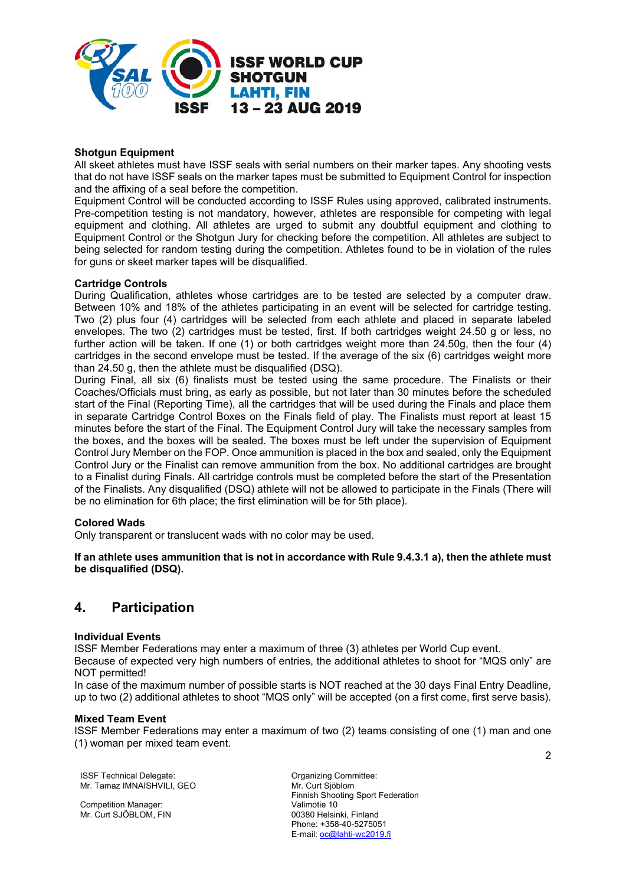**Shotgun Equipment**

All skeet athletes must have ISSF seals with serial numbers on their marker tapes. Any shooting vests that do not have ISSF seals on the marker tapes must be submitted to Equipment Control for inspection and the affixing of a seal before the competition.

Equipment Control will be conducted according to ISSF Rules using approved, calibrated instruments. Pre-competition testing is not mandatory, however, athletes are responsible for competing with legal equipment and clothing. All athletes are urged to submit any doubtful equipment and clothing to Equipment Control or the Shotgun Jury for checking before the competition. All athletes are subject to being selected for random testing during the competition. Athletes found to be in violation of the rules for guns or skeet marker tapes will be disqualified.

**Cartridge Controls**

During Qualification, athletes whose cartridges are to be tested are selected by a computer draw. Between 10% and 18% of the athletes participating in an event will be selected for cartridge testing. Two (2) plus four (4) cartridges will be selected from each athlete and placed in separate labeled envelopes. The two (2) cartridges must be tested, first. If both cartridges weight 24.50 g or less, no further action will be taken. If one (1) or both cartridges weight more than 24.50g, then the four (4) cartridges in the second envelope must be tested. If the average of the six (6) cartridges weight more than 24.50 g, then the athlete must be disqualified (DSQ).

During Final, all six (6) finalists must be tested using the same procedure. The Finalists or their Coaches/Officials must bring, as early as possible, but not later than 30 minutes before the scheduled start of the Final (Reporting Time), all the cartridges that will be used during the Finals and place them in separate Cartridge Control Boxes on the Finals field of play. The Finalists must report at least 15 minutes before the start of the Final. The Equipment Control Jury will take the necessary samples from the boxes, and the boxes will be sealed. The boxes must be left under the supervision of Equipment Control Jury Member on the FOP. Once ammunition is placed in the box and sealed, only the Equipment Control Jury or the Finalist can remove ammunition from the box. No additional cartridges are brought to a Finalist during Finals. All cartridge controls must be completed before the start of the Presentation of the Finalists. Any disqualified (DSQ) athlete will not be allowed to participate in the Finals (There will be no elimination for 6th place; the first elimination will be for 5th place).

**Colored Wads**

Only transparent or translucent wads with no color may be used.

**If an athlete uses ammunition that is not in accordance with Rule 9.4.3.1 a), then the athlete must be disqualified (DSQ).**

## 4. Participation

**Individual Events**

ISSF Member Federations may enter a maximum of three (3) athletes per World Cup event.

Because of expected very high numbers of entries, the additional athletes to shoot for "MQS only" are NOT permitted!

In case of the maximum number of possible starts is NOT reached at the 30 days Final Entry Deadline, up to two (2) additional athletes to shoot "MQS only" will be accepted (on a first come, first serve basis).

**Mixed Team Event**

ISSF Member Federations may enter a maximum of two (2) teams consisting of one (1) man and one (1) woman per mixed team event.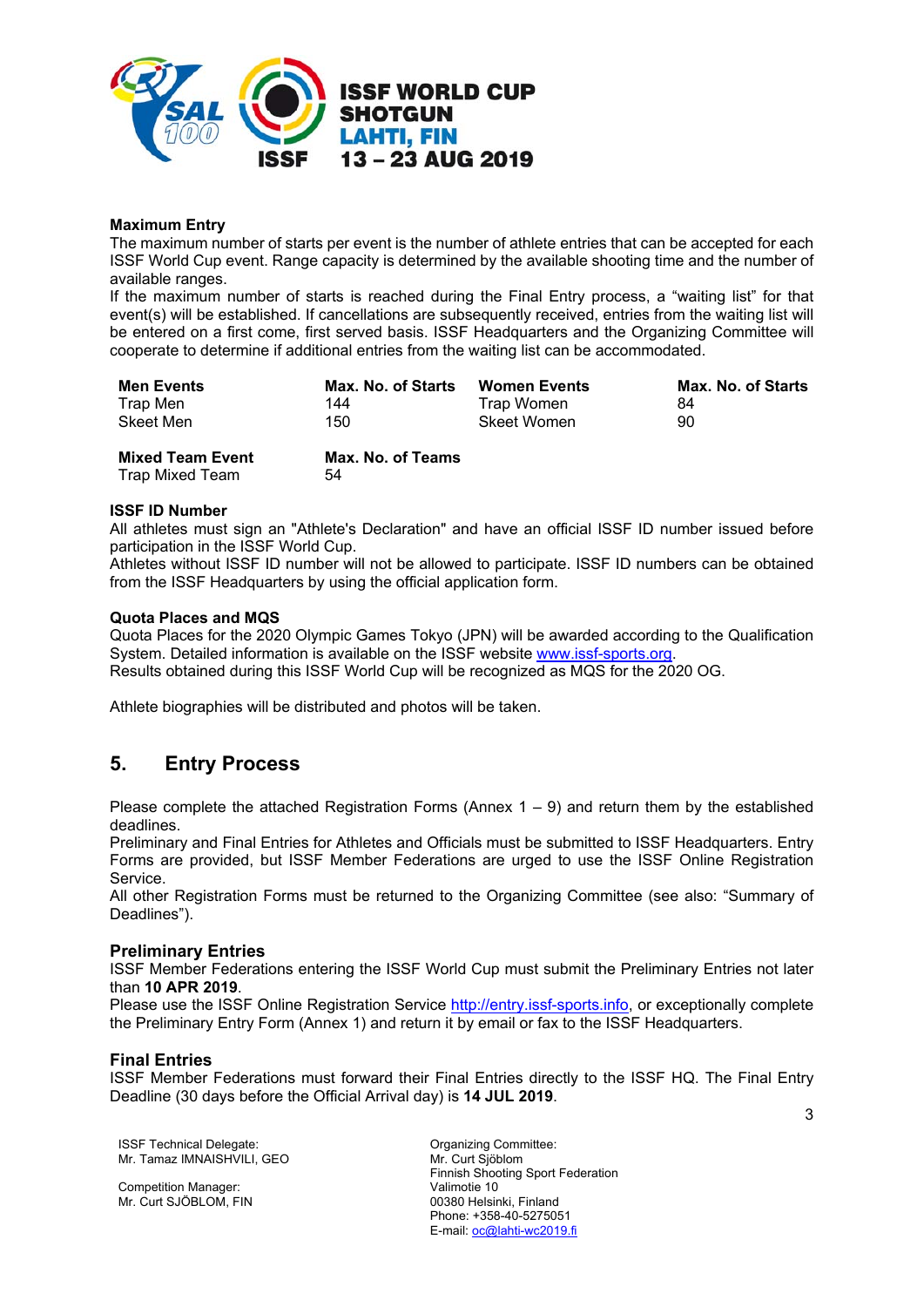### Maximum Entry

The maximum number of starts per event is the number of athlete entries that can be accepted for each ISSF World Cup event. Range capacity is determined by the available shooting time and the number of available ranges.

If the maximum number of starts is reached during the Final Entry process, a "waiting list" for that event(s) will be established. If cancellations are subsequently received, entries from the waiting list will be entered on a first come, first served basis. ISSF Headquarters and the Organizing Committee will cooperate to determine if additional entries from the waiting list can be accommodated.

| Men Events | Max. No. of Starts | Women Events | Max. No. of Starts |
|---|---|---|---|
| Trap Men | 144 | Trap Women | 84 |
| Skeet Men | 150 | Skeet Women | 90 |

| Mixed Team Event | Max. No. of Teams |
|---|---|
| Trap Mixed Team | 54 |

### ISSF ID Number

All athletes must sign an "Athlete's Declaration" and have an official ISSF ID number issued before participation in the ISSF World Cup.

Athletes without ISSF ID number will not be allowed to participate. ISSF ID numbers can be obtained from the ISSF Headquarters by using the official application form.

### Quota Places and MQS

Quota Places for the 2020 Olympic Games Tokyo (JPN) will be awarded according to the Qualification System. Detailed information is available on the ISSF website www.issf-sports.org.

Results obtained during this ISSF World Cup will be recognized as MQS for the 2020 OG.

Athlete biographies will be distributed and photos will be taken.

## 5. Entry Process

Please complete the attached Registration Forms (Annex 1 – 9) and return them by the established deadlines.

Preliminary and Final Entries for Athletes and Officials must be submitted to ISSF Headquarters. Entry Forms are provided, but ISSF Member Federations are urged to use the ISSF Online Registration Service.

All other Registration Forms must be returned to the Organizing Committee (see also: "Summary of Deadlines").

### Preliminary Entries

ISSF Member Federations entering the ISSF World Cup must submit the Preliminary Entries not later than **10 APR 2019**.

Please use the ISSF Online Registration Service http://entry.issf-sports.info, or exceptionally complete the Preliminary Entry Form (Annex 1) and return it by email or fax to the ISSF Headquarters.

### Final Entries

ISSF Member Federations must forward their Final Entries directly to the ISSF HQ. The Final Entry Deadline (30 days before the Official Arrival day) is **14 JUL 2019**.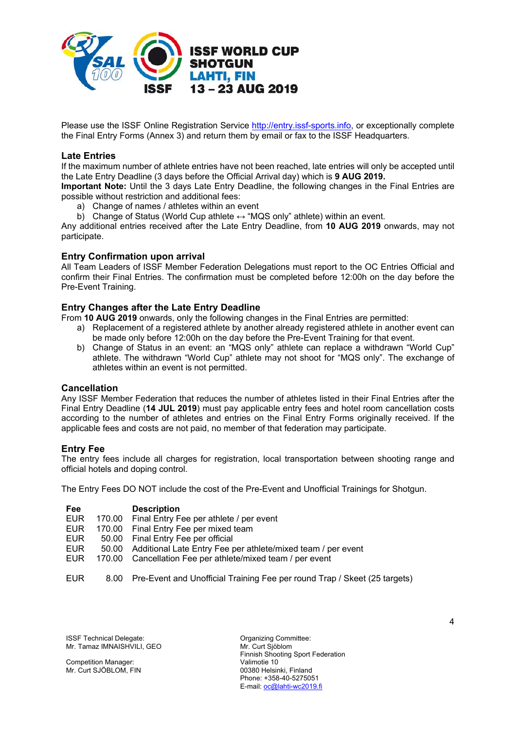Please use the ISSF Online Registration Service http://entry.issf-sports.info, or exceptionally complete the Final Entry Forms (Annex 3) and return them by email or fax to the ISSF Headquarters.

## Late Entries

If the maximum number of athlete entries have not been reached, late entries will only be accepted until the Late Entry Deadline (3 days before the Official Arrival day) which is **9 AUG 2019.**

**Important Note:** Until the 3 days Late Entry Deadline, the following changes in the Final Entries are possible without restriction and additional fees:

a) Change of names / athletes within an event
b) Change of Status (World Cup athlete ↔ "MQS only" athlete) within an event.

Any additional entries received after the Late Entry Deadline, from **10 AUG 2019** onwards, may not participate.

## Entry Confirmation upon arrival

All Team Leaders of ISSF Member Federation Delegations must report to the OC Entries Official and confirm their Final Entries. The confirmation must be completed before 12:00h on the day before the Pre-Event Training.

## Entry Changes after the Late Entry Deadline

From **10 AUG 2019** onwards, only the following changes in the Final Entries are permitted:

a) Replacement of a registered athlete by another already registered athlete in another event can be made only before 12:00h on the day before the Pre-Event Training for that event.
b) Change of Status in an event: an "MQS only" athlete can replace a withdrawn "World Cup" athlete. The withdrawn "World Cup" athlete may not shoot for "MQS only". The exchange of athletes within an event is not permitted.

## Cancellation

Any ISSF Member Federation that reduces the number of athletes listed in their Final Entries after the Final Entry Deadline (**14 JUL 2019**) must pay applicable entry fees and hotel room cancellation costs according to the number of athletes and entries on the Final Entry Forms originally received. If the applicable fees and costs are not paid, no member of that federation may participate.

## Entry Fee

The entry fees include all charges for registration, local transportation between shooting range and official hotels and doping control.

The Entry Fees DO NOT include the cost of the Pre-Event and Unofficial Trainings for Shotgun.

| Fee | | Description |
|---|---|---|
| EUR | 170.00 | Final Entry Fee per athlete / per event |
| EUR | 170.00 | Final Entry Fee per mixed team |
| EUR | 50.00 | Final Entry Fee per official |
| EUR | 50.00 | Additional Late Entry Fee per athlete/mixed team / per event |
| EUR | 170.00 | Cancellation Fee per athlete/mixed team / per event |
| EUR | 8.00 | Pre-Event and Unofficial Training Fee per round Trap / Skeet (25 targets) |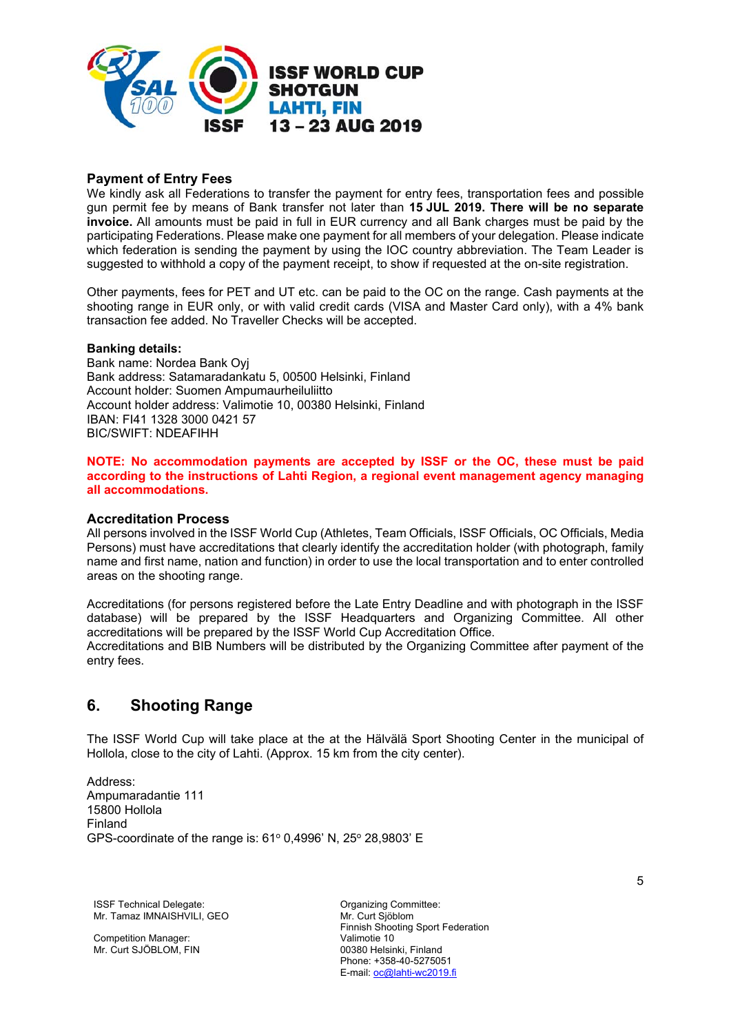### Payment of Entry Fees

We kindly ask all Federations to transfer the payment for entry fees, transportation fees and possible gun permit fee by means of Bank transfer not later than **15 JUL 2019. There will be no separate invoice.** All amounts must be paid in full in EUR currency and all Bank charges must be paid by the participating Federations. Please make one payment for all members of your delegation. Please indicate which federation is sending the payment by using the IOC country abbreviation. The Team Leader is suggested to withhold a copy of the payment receipt, to show if requested at the on-site registration.

Other payments, fees for PET and UT etc. can be paid to the OC on the range. Cash payments at the shooting range in EUR only, or with valid credit cards (VISA and Master Card only), with a 4% bank transaction fee added. No Traveller Checks will be accepted.

**Banking details:**
Bank name: Nordea Bank Oyj
Bank address: Satamaradankatu 5, 00500 Helsinki, Finland
Account holder: Suomen Ampumaurheiluliitto
Account holder address: Valimotie 10, 00380 Helsinki, Finland
IBAN: FI41 1328 3000 0421 57
BIC/SWIFT: NDEAFIHH

**NOTE: No accommodation payments are accepted by ISSF or the OC, these must be paid according to the instructions of Lahti Region, a regional event management agency managing all accommodations.**

### Accreditation Process

All persons involved in the ISSF World Cup (Athletes, Team Officials, ISSF Officials, OC Officials, Media Persons) must have accreditations that clearly identify the accreditation holder (with photograph, family name and first name, nation and function) in order to use the local transportation and to enter controlled areas on the shooting range.

Accreditations (for persons registered before the Late Entry Deadline and with photograph in the ISSF database) will be prepared by the ISSF Headquarters and Organizing Committee. All other accreditations will be prepared by the ISSF World Cup Accreditation Office.
Accreditations and BIB Numbers will be distributed by the Organizing Committee after payment of the entry fees.

## 6. Shooting Range

The ISSF World Cup will take place at the at the Hälvälä Sport Shooting Center in the municipal of Hollola, close to the city of Lahti. (Approx. 15 km from the city center).

Address:
Ampumaradantie 111
15800 Hollola
Finland
GPS-coordinate of the range is: 61° 0,4996' N, 25° 28,9803' E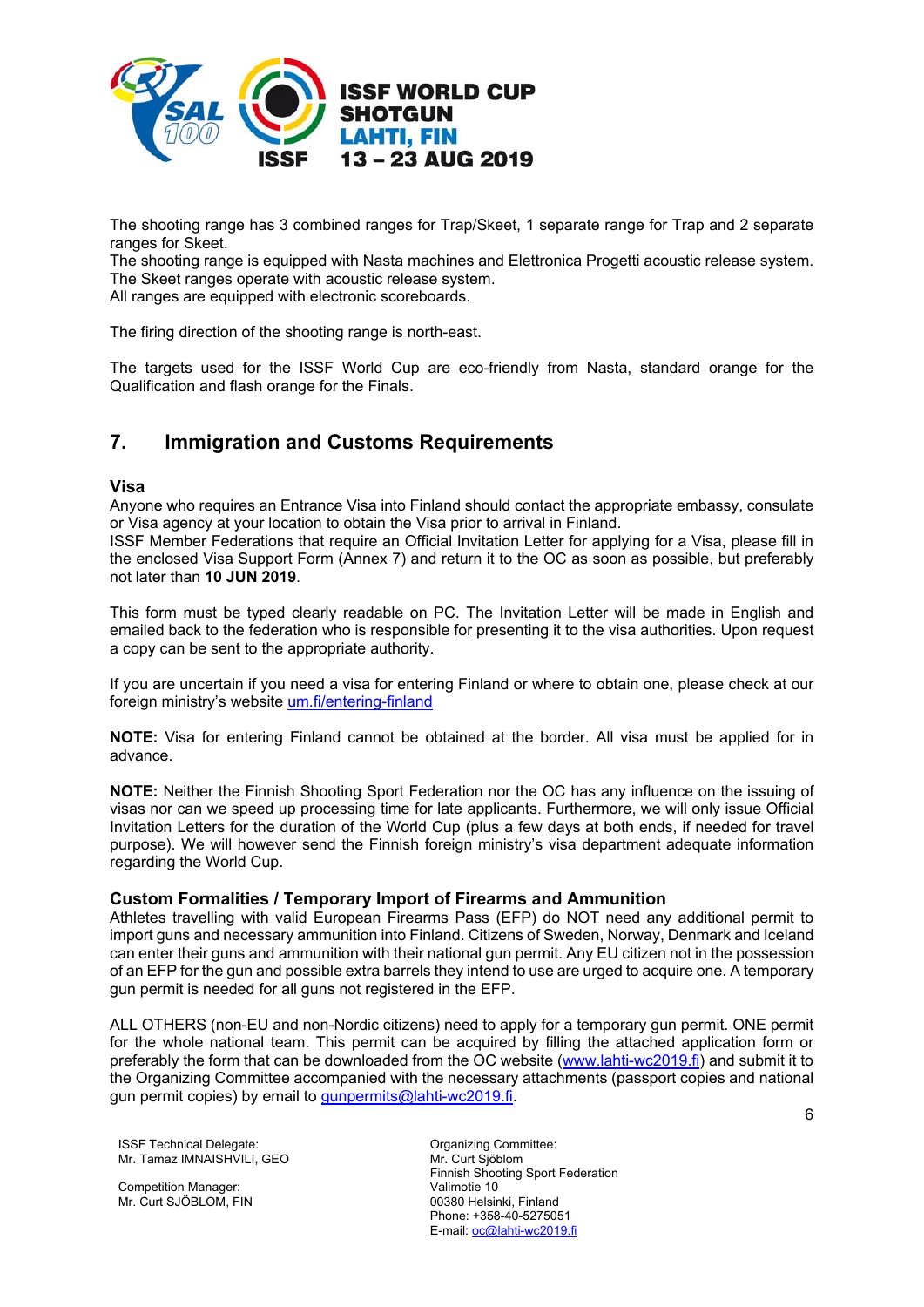The shooting range has 3 combined ranges for Trap/Skeet, 1 separate range for Trap and 2 separate ranges for Skeet.
The shooting range is equipped with Nasta machines and Elettronica Progetti acoustic release system. The Skeet ranges operate with acoustic release system.
All ranges are equipped with electronic scoreboards.

The firing direction of the shooting range is north-east.

The targets used for the ISSF World Cup are eco-friendly from Nasta, standard orange for the Qualification and flash orange for the Finals.

## 7. Immigration and Customs Requirements

### Visa

Anyone who requires an Entrance Visa into Finland should contact the appropriate embassy, consulate or Visa agency at your location to obtain the Visa prior to arrival in Finland.
ISSF Member Federations that require an Official Invitation Letter for applying for a Visa, please fill in the enclosed Visa Support Form (Annex 7) and return it to the OC as soon as possible, but preferably not later than **10 JUN 2019**.

This form must be typed clearly readable on PC. The Invitation Letter will be made in English and emailed back to the federation who is responsible for presenting it to the visa authorities. Upon request a copy can be sent to the appropriate authority.

If you are uncertain if you need a visa for entering Finland or where to obtain one, please check at our foreign ministry's website [um.fi/entering-finland](um.fi/entering-finland)

**NOTE:** Visa for entering Finland cannot be obtained at the border. All visa must be applied for in advance.

**NOTE:** Neither the Finnish Shooting Sport Federation nor the OC has any influence on the issuing of visas nor can we speed up processing time for late applicants. Furthermore, we will only issue Official Invitation Letters for the duration of the World Cup (plus a few days at both ends, if needed for travel purpose). We will however send the Finnish foreign ministry's visa department adequate information regarding the World Cup.

### Custom Formalities / Temporary Import of Firearms and Ammunition

Athletes travelling with valid European Firearms Pass (EFP) do NOT need any additional permit to import guns and necessary ammunition into Finland. Citizens of Sweden, Norway, Denmark and Iceland can enter their guns and ammunition with their national gun permit. Any EU citizen not in the possession of an EFP for the gun and possible extra barrels they intend to use are urged to acquire one. A temporary gun permit is needed for all guns not registered in the EFP.

ALL OTHERS (non-EU and non-Nordic citizens) need to apply for a temporary gun permit. ONE permit for the whole national team. This permit can be acquired by filling the attached application form or preferably the form that can be downloaded from the OC website ([www.lahti-wc2019.fi](www.lahti-wc2019.fi)) and submit it to the Organizing Committee accompanied with the necessary attachments (passport copies and national gun permit copies) by email to [gunpermits@lahti-wc2019.fi](mailto:gunpermits@lahti-wc2019.fi).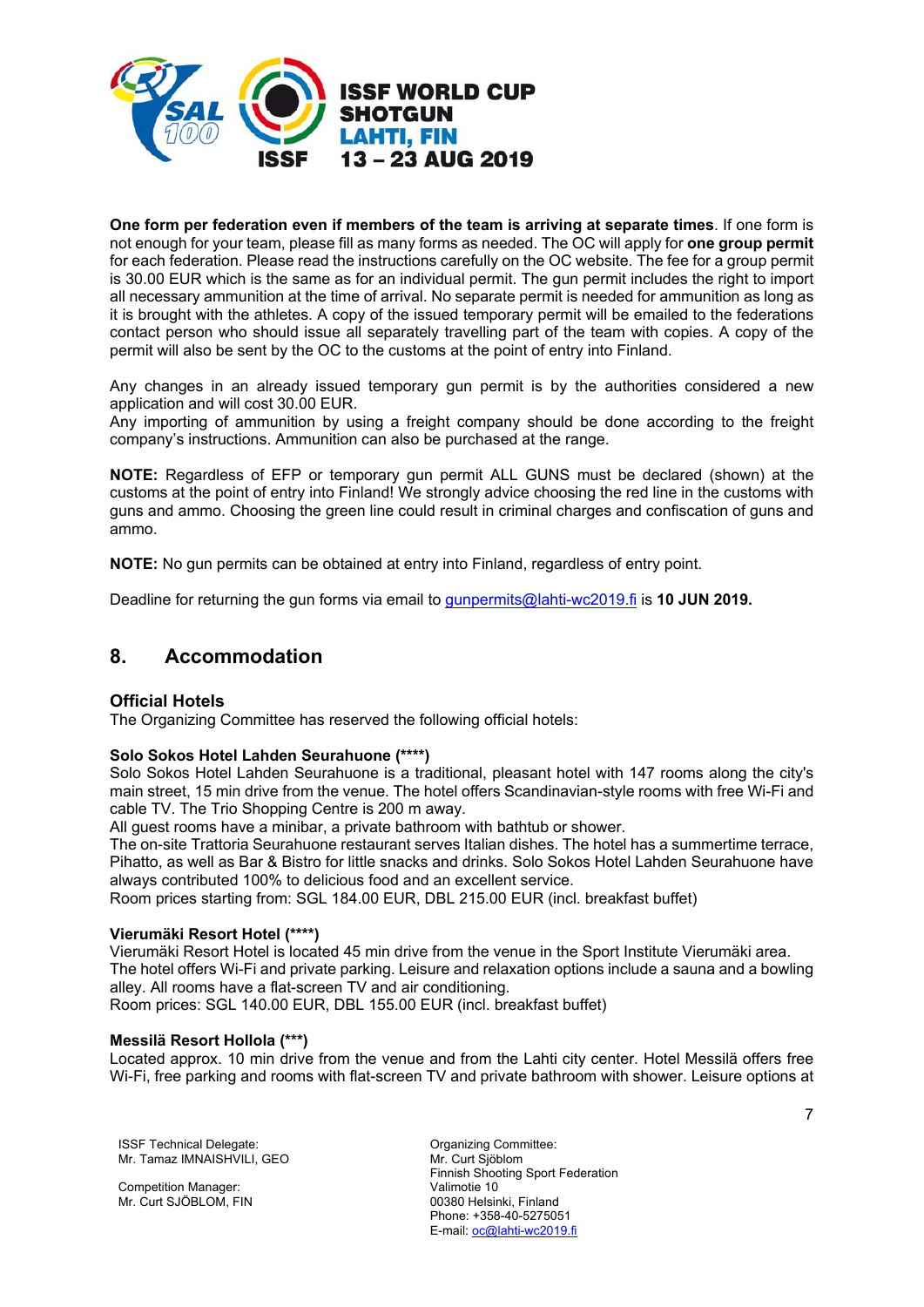**One form per federation even if members of the team is arriving at separate times**. If one form is not enough for your team, please fill as many forms as needed. The OC will apply for **one group permit** for each federation. Please read the instructions carefully on the OC website. The fee for a group permit is 30.00 EUR which is the same as for an individual permit. The gun permit includes the right to import all necessary ammunition at the time of arrival. No separate permit is needed for ammunition as long as it is brought with the athletes. A copy of the issued temporary permit will be emailed to the federations contact person who should issue all separately travelling part of the team with copies. A copy of the permit will also be sent by the OC to the customs at the point of entry into Finland.

Any changes in an already issued temporary gun permit is by the authorities considered a new application and will cost 30.00 EUR.
Any importing of ammunition by using a freight company should be done according to the freight company's instructions. Ammunition can also be purchased at the range.

**NOTE:** Regardless of EFP or temporary gun permit ALL GUNS must be declared (shown) at the customs at the point of entry into Finland! We strongly advice choosing the red line in the customs with guns and ammo. Choosing the green line could result in criminal charges and confiscation of guns and ammo.

**NOTE:** No gun permits can be obtained at entry into Finland, regardless of entry point.

Deadline for returning the gun forms via email to gunpermits@lahti-wc2019.fi is **10 JUN 2019.**

## 8. Accommodation

### Official Hotels

The Organizing Committee has reserved the following official hotels:

**Solo Sokos Hotel Lahden Seurahuone (****)**
Solo Sokos Hotel Lahden Seurahuone is a traditional, pleasant hotel with 147 rooms along the city's main street, 15 min drive from the venue. The hotel offers Scandinavian-style rooms with free Wi-Fi and cable TV. The Trio Shopping Centre is 200 m away.
All guest rooms have a minibar, a private bathroom with bathtub or shower.
The on-site Trattoria Seurahuone restaurant serves Italian dishes. The hotel has a summertime terrace, Pihatto, as well as Bar & Bistro for little snacks and drinks. Solo Sokos Hotel Lahden Seurahuone have always contributed 100% to delicious food and an excellent service.
Room prices starting from: SGL 184.00 EUR, DBL 215.00 EUR (incl. breakfast buffet)

**Vierumäki Resort Hotel (****)**
Vierumäki Resort Hotel is located 45 min drive from the venue in the Sport Institute Vierumäki area.
The hotel offers Wi-Fi and private parking. Leisure and relaxation options include a sauna and a bowling alley. All rooms have a flat-screen TV and air conditioning.
Room prices: SGL 140.00 EUR, DBL 155.00 EUR (incl. breakfast buffet)

**Messilä Resort Hollola (***)**
Located approx. 10 min drive from the venue and from the Lahti city center. Hotel Messilä offers free Wi-Fi, free parking and rooms with flat-screen TV and private bathroom with shower. Leisure options at

ISSF Technical Delegate:
Mr. Tamaz IMNAISHVILI, GEO

Competition Manager:
Mr. Curt SJÖBLOM, FIN

Organizing Committee:
Mr. Curt Sjöblom
Finnish Shooting Sport Federation
Valimotie 10
00380 Helsinki, Finland
Phone: +358-40-5275051
E-mail: oc@lahti-wc2019.fi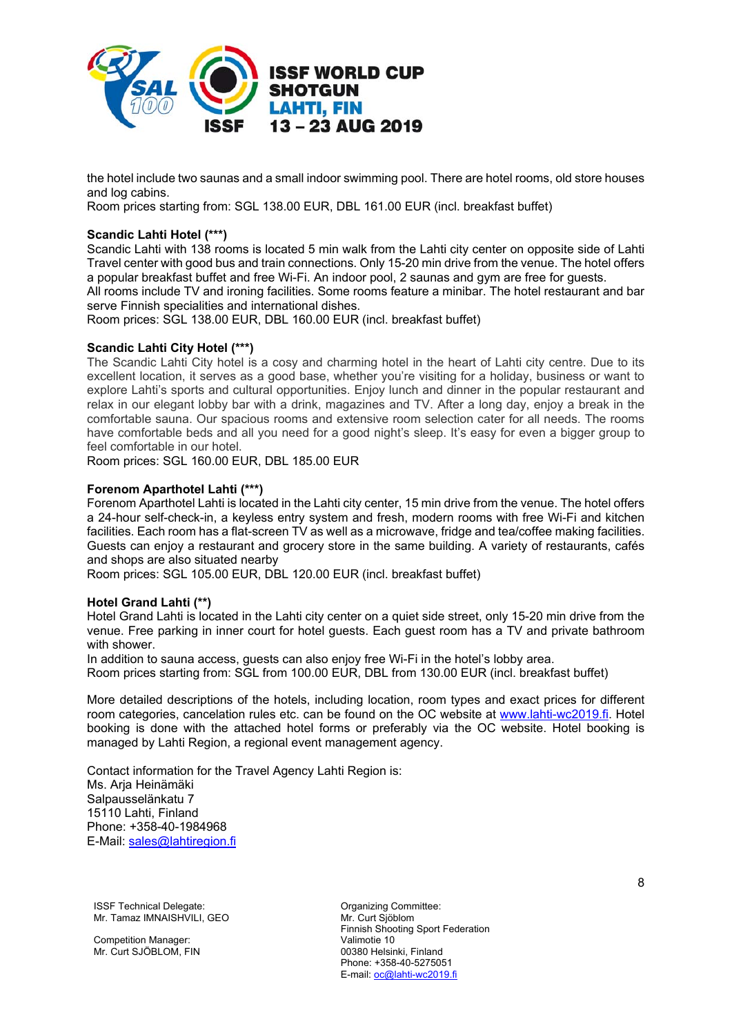the hotel include two saunas and a small indoor swimming pool. There are hotel rooms, old store houses and log cabins.
Room prices starting from: SGL 138.00 EUR, DBL 161.00 EUR (incl. breakfast buffet)

**Scandic Lahti Hotel (***)**
Scandic Lahti with 138 rooms is located 5 min walk from the Lahti city center on opposite side of Lahti Travel center with good bus and train connections. Only 15-20 min drive from the venue. The hotel offers a popular breakfast buffet and free Wi-Fi. An indoor pool, 2 saunas and gym are free for guests.
All rooms include TV and ironing facilities. Some rooms feature a minibar. The hotel restaurant and bar serve Finnish specialities and international dishes.
Room prices: SGL 138.00 EUR, DBL 160.00 EUR (incl. breakfast buffet)

**Scandic Lahti City Hotel (***)**
The Scandic Lahti City hotel is a cosy and charming hotel in the heart of Lahti city centre. Due to its excellent location, it serves as a good base, whether you're visiting for a holiday, business or want to explore Lahti's sports and cultural opportunities. Enjoy lunch and dinner in the popular restaurant and relax in our elegant lobby bar with a drink, magazines and TV. After a long day, enjoy a break in the comfortable sauna. Our spacious rooms and extensive room selection cater for all needs. The rooms have comfortable beds and all you need for a good night's sleep. It's easy for even a bigger group to feel comfortable in our hotel.
Room prices: SGL 160.00 EUR, DBL 185.00 EUR

**Forenom Aparthotel Lahti (***)**
Forenom Aparthotel Lahti is located in the Lahti city center, 15 min drive from the venue. The hotel offers a 24-hour self-check-in, a keyless entry system and fresh, modern rooms with free Wi-Fi and kitchen facilities. Each room has a flat-screen TV as well as a microwave, fridge and tea/coffee making facilities. Guests can enjoy a restaurant and grocery store in the same building. A variety of restaurants, cafés and shops are also situated nearby
Room prices: SGL 105.00 EUR, DBL 120.00 EUR (incl. breakfast buffet)

**Hotel Grand Lahti (**)**
Hotel Grand Lahti is located in the Lahti city center on a quiet side street, only 15-20 min drive from the venue. Free parking in inner court for hotel guests. Each guest room has a TV and private bathroom with shower.
In addition to sauna access, guests can also enjoy free Wi-Fi in the hotel's lobby area.
Room prices starting from: SGL from 100.00 EUR, DBL from 130.00 EUR (incl. breakfast buffet)

More detailed descriptions of the hotels, including location, room types and exact prices for different room categories, cancelation rules etc. can be found on the OC website at www.lahti-wc2019.fi. Hotel booking is done with the attached hotel forms or preferably via the OC website. Hotel booking is managed by Lahti Region, a regional event management agency.

Contact information for the Travel Agency Lahti Region is:
Ms. Arja Heinämäki
Salpausselänkatu 7
15110 Lahti, Finland
Phone: +358-40-1984968
E-Mail: sales@lahtiregion.fi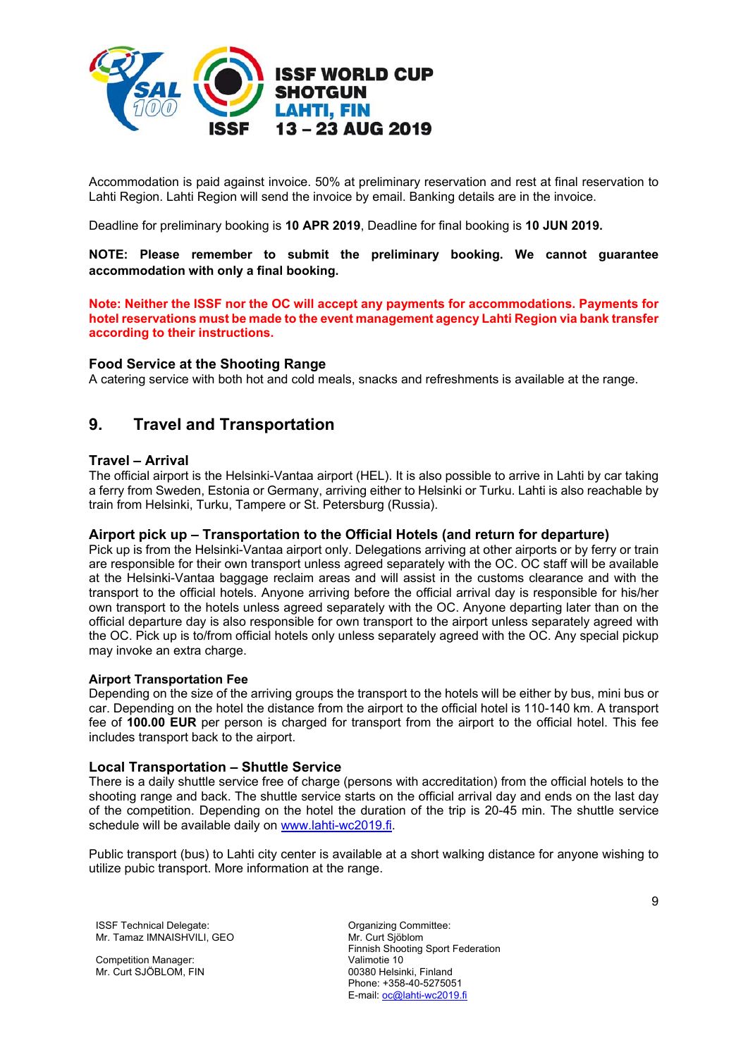Accommodation is paid against invoice. 50% at preliminary reservation and rest at final reservation to Lahti Region. Lahti Region will send the invoice by email. Banking details are in the invoice.

Deadline for preliminary booking is **10 APR 2019**, Deadline for final booking is **10 JUN 2019.**

**NOTE: Please remember to submit the preliminary booking. We cannot guarantee accommodation with only a final booking.**

**Note: Neither the ISSF nor the OC will accept any payments for accommodations. Payments for hotel reservations must be made to the event management agency Lahti Region via bank transfer according to their instructions.**

### Food Service at the Shooting Range

A catering service with both hot and cold meals, snacks and refreshments is available at the range.

## 9. Travel and Transportation

### Travel – Arrival

The official airport is the Helsinki-Vantaa airport (HEL). It is also possible to arrive in Lahti by car taking a ferry from Sweden, Estonia or Germany, arriving either to Helsinki or Turku. Lahti is also reachable by train from Helsinki, Turku, Tampere or St. Petersburg (Russia).

### Airport pick up – Transportation to the Official Hotels (and return for departure)

Pick up is from the Helsinki-Vantaa airport only. Delegations arriving at other airports or by ferry or train are responsible for their own transport unless agreed separately with the OC. OC staff will be available at the Helsinki-Vantaa baggage reclaim areas and will assist in the customs clearance and with the transport to the official hotels. Anyone arriving before the official arrival day is responsible for his/her own transport to the hotels unless agreed separately with the OC. Anyone departing later than on the official departure day is also responsible for own transport to the airport unless separately agreed with the OC. Pick up is to/from official hotels only unless separately agreed with the OC. Any special pickup may invoke an extra charge.

#### Airport Transportation Fee

Depending on the size of the arriving groups the transport to the hotels will be either by bus, mini bus or car. Depending on the hotel the distance from the airport to the official hotel is 110-140 km. A transport fee of **100.00 EUR** per person is charged for transport from the airport to the official hotel. This fee includes transport back to the airport.

### Local Transportation – Shuttle Service

There is a daily shuttle service free of charge (persons with accreditation) from the official hotels to the shooting range and back. The shuttle service starts on the official arrival day and ends on the last day of the competition. Depending on the hotel the duration of the trip is 20-45 min. The shuttle service schedule will be available daily on www.lahti-wc2019.fi.

Public transport (bus) to Lahti city center is available at a short walking distance for anyone wishing to utilize pubic transport. More information at the range.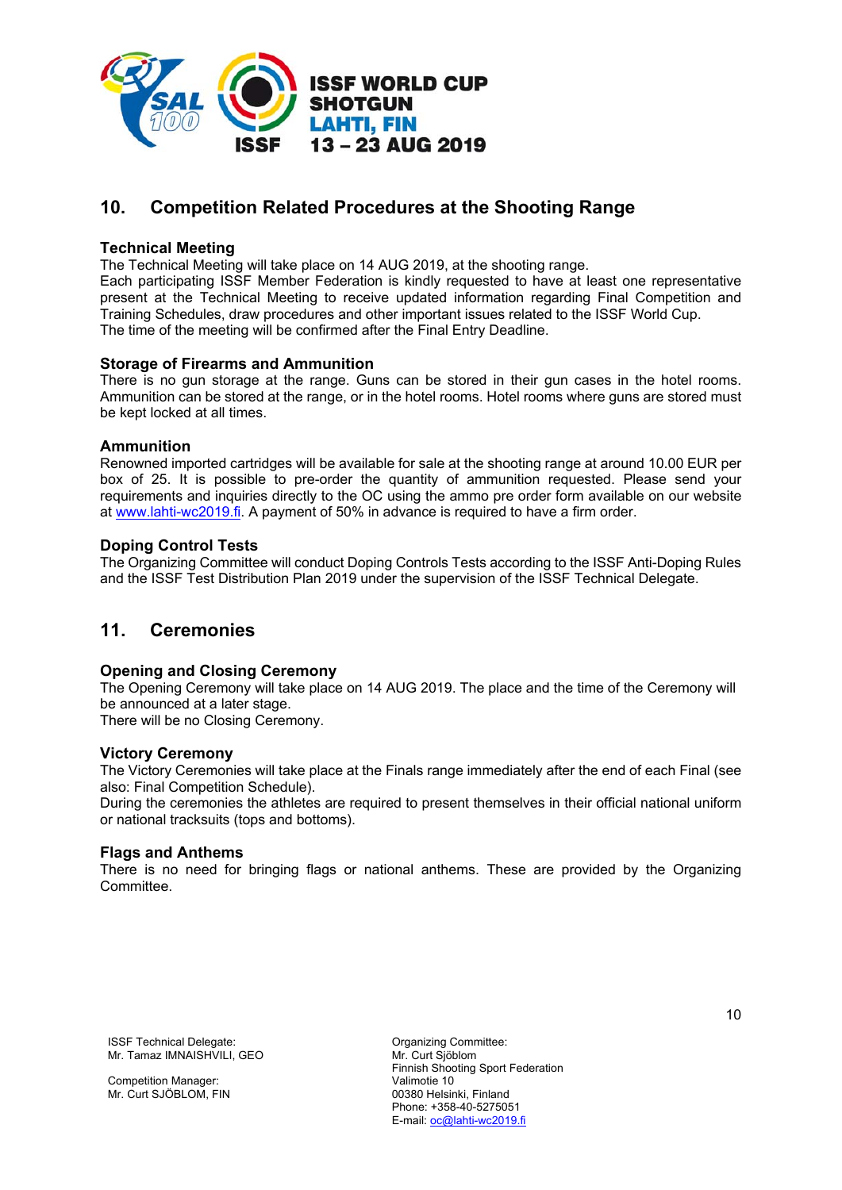## 10. Competition Related Procedures at the Shooting Range

### Technical Meeting

The Technical Meeting will take place on 14 AUG 2019, at the shooting range.
Each participating ISSF Member Federation is kindly requested to have at least one representative present at the Technical Meeting to receive updated information regarding Final Competition and Training Schedules, draw procedures and other important issues related to the ISSF World Cup.
The time of the meeting will be confirmed after the Final Entry Deadline.

### Storage of Firearms and Ammunition

There is no gun storage at the range. Guns can be stored in their gun cases in the hotel rooms. Ammunition can be stored at the range, or in the hotel rooms. Hotel rooms where guns are stored must be kept locked at all times.

### Ammunition

Renowned imported cartridges will be available for sale at the shooting range at around 10.00 EUR per box of 25. It is possible to pre-order the quantity of ammunition requested. Please send your requirements and inquiries directly to the OC using the ammo pre order form available on our website at www.lahti-wc2019.fi. A payment of 50% in advance is required to have a firm order.

### Doping Control Tests

The Organizing Committee will conduct Doping Controls Tests according to the ISSF Anti-Doping Rules and the ISSF Test Distribution Plan 2019 under the supervision of the ISSF Technical Delegate.

## 11. Ceremonies

### Opening and Closing Ceremony

The Opening Ceremony will take place on 14 AUG 2019. The place and the time of the Ceremony will be announced at a later stage.
There will be no Closing Ceremony.

### Victory Ceremony

The Victory Ceremonies will take place at the Finals range immediately after the end of each Final (see also: Final Competition Schedule).
During the ceremonies the athletes are required to present themselves in their official national uniform or national tracksuits (tops and bottoms).

### Flags and Anthems

There is no need for bringing flags or national anthems. These are provided by the Organizing Committee.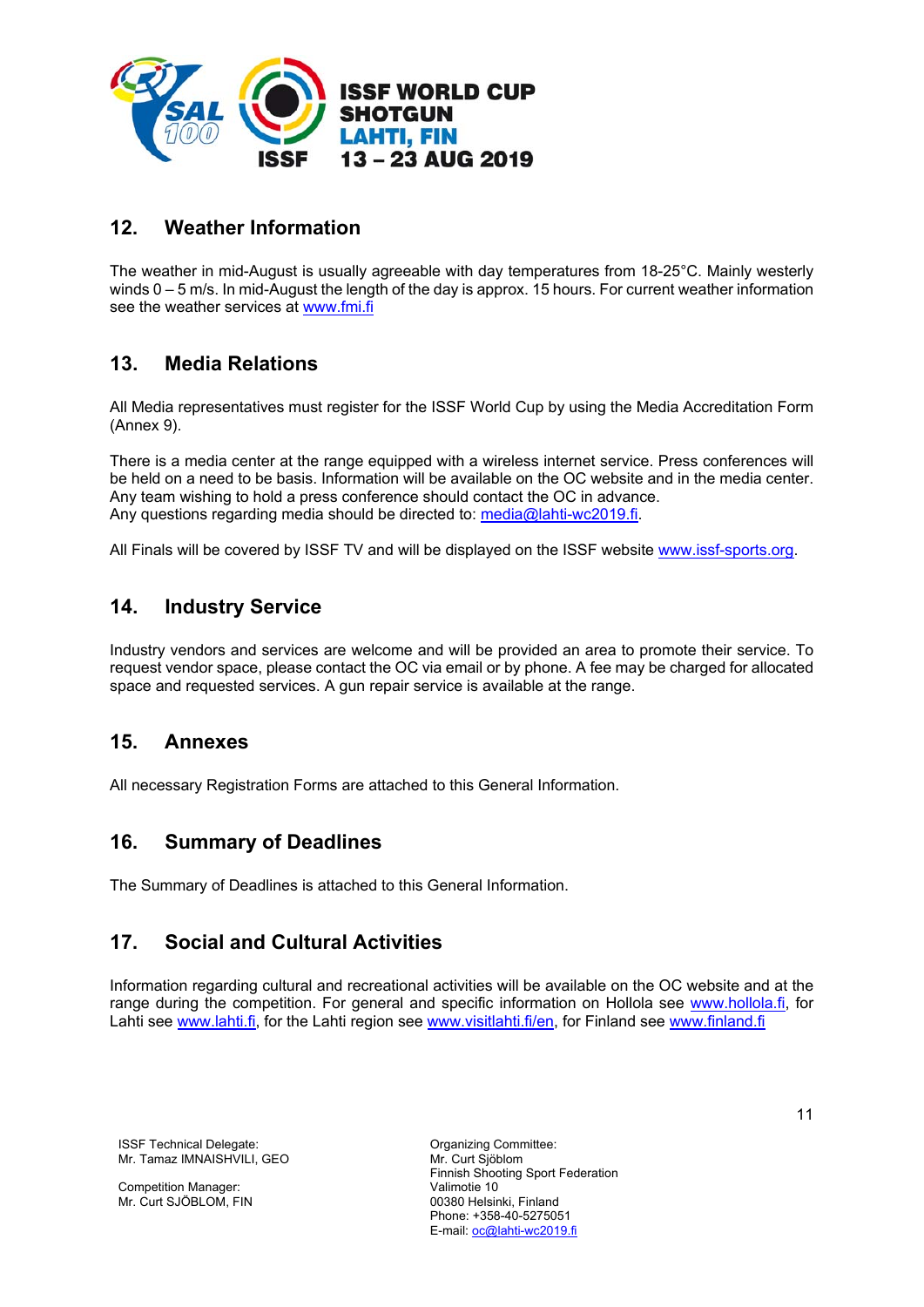## 12. Weather Information

The weather in mid-August is usually agreeable with day temperatures from 18-25°C. Mainly westerly winds 0 – 5 m/s. In mid-August the length of the day is approx. 15 hours. For current weather information see the weather services at www.fmi.fi

## 13. Media Relations

All Media representatives must register for the ISSF World Cup by using the Media Accreditation Form (Annex 9).

There is a media center at the range equipped with a wireless internet service. Press conferences will be held on a need to be basis. Information will be available on the OC website and in the media center. Any team wishing to hold a press conference should contact the OC in advance.
Any questions regarding media should be directed to: media@lahti-wc2019.fi.

All Finals will be covered by ISSF TV and will be displayed on the ISSF website www.issf-sports.org.

## 14. Industry Service

Industry vendors and services are welcome and will be provided an area to promote their service. To request vendor space, please contact the OC via email or by phone. A fee may be charged for allocated space and requested services. A gun repair service is available at the range.

## 15. Annexes

All necessary Registration Forms are attached to this General Information.

## 16. Summary of Deadlines

The Summary of Deadlines is attached to this General Information.

## 17. Social and Cultural Activities

Information regarding cultural and recreational activities will be available on the OC website and at the range during the competition. For general and specific information on Hollola see www.hollola.fi, for Lahti see www.lahti.fi, for the Lahti region see www.visitlahti.fi/en, for Finland see www.finland.fi